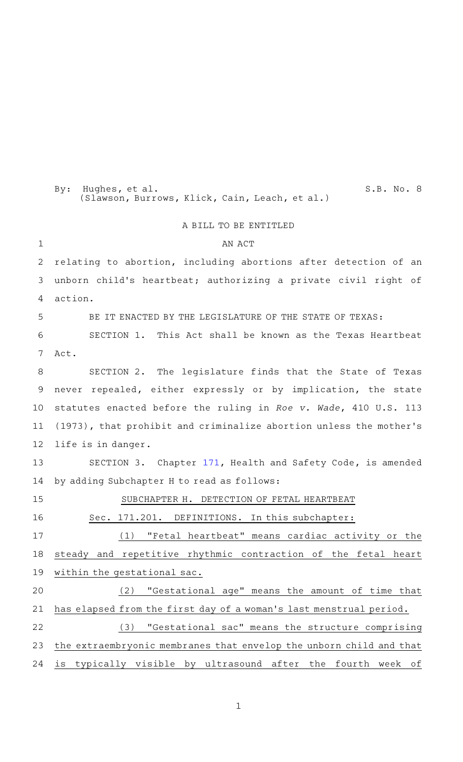By: Hughes, et al. (Slawson, Burrows, Klick, Cain, Leach, et al.)

S.B. No. 8

A BILL TO BE ENTITLED

AN ACT

relating to abortion, including abortions after detection of an unborn child's heartbeat; authorizing a private civil right of action.

BE IT ENACTED BY THE LEGISLATURE OF THE STATE OF TEXAS:

SECTION 1. This Act shall be known as the Texas Heartbeat Act.

SECTION 2. The legislature finds that the State of Texas never repealed, either expressly or by implication, the state statutes enacted before the ruling in *Roe v. Wade*, 410 U.S. 113 (1973), that prohibit and criminalize abortion unless the mother's life is in danger.

SECTION 3. Chapter 171, Health and Safety Code, is amended by adding Subchapter H to read as follows:

SUBCHAPTER H. DETECTION OF FETAL HEARTBEAT

Sec. 171.201. DEFINITIONS. In this subchapter:

(1) "Fetal heartbeat" means cardiac activity or the steady and repetitive rhythmic contraction of the fetal heart within the gestational sac.

(2) "Gestational age" means the amount of time that has elapsed from the first day of a woman's last menstrual period.

(3) "Gestational sac" means the structure comprising the extraembryonic membranes that envelop the unborn child and that is typically visible by ultrasound after the fourth week of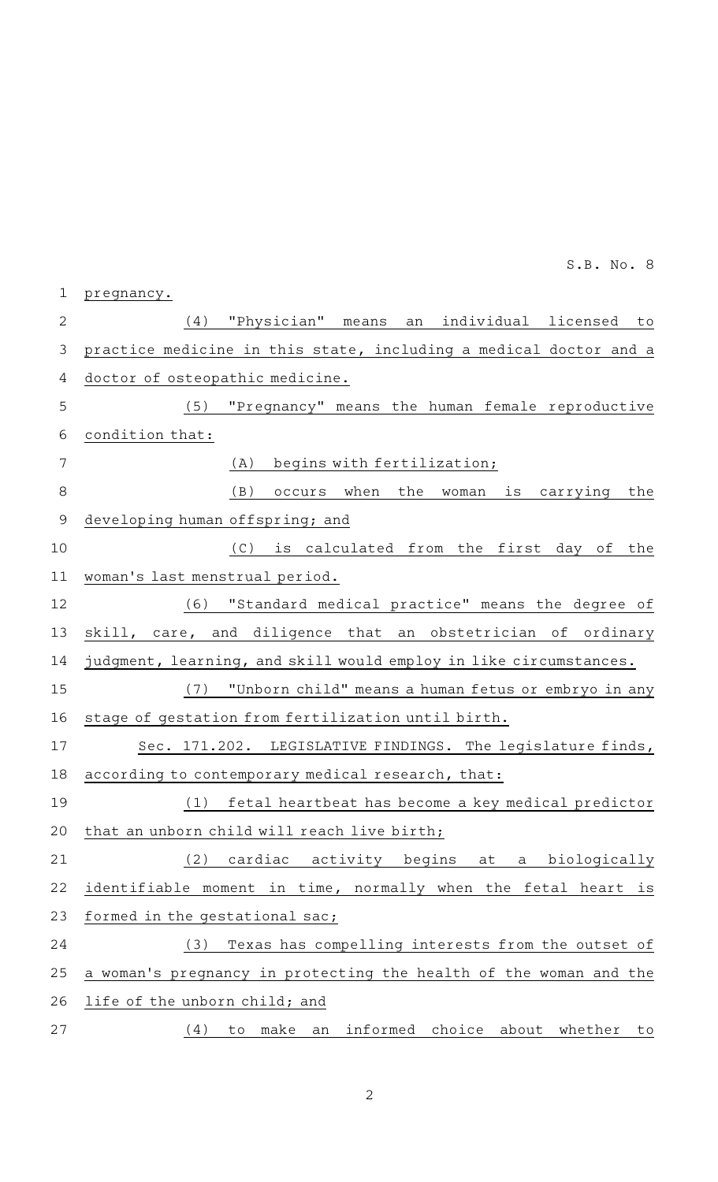pregnancy.

(4) "Physician" means an individual licensed to practice medicine in this state, including a medical doctor and a doctor of osteopathic medicine.

(5) "Pregnancy" means the human female reproductive condition that:

(A) begins with fertilization;

(B) occurs when the woman is carrying the developing human offspring; and

(C) is calculated from the first day of the woman's last menstrual period.

(6) "Standard medical practice" means the degree of skill, care, and diligence that an obstetrician of ordinary judgment, learning, and skill would employ in like circumstances.

(7) "Unborn child" means a human fetus or embryo in any stage of gestation from fertilization until birth.

Sec. 171.202. LEGISLATIVE FINDINGS. The legislature finds, according to contemporary medical research, that:

(1) fetal heartbeat has become a key medical predictor that an unborn child will reach live birth;

(2) cardiac activity begins at a biologically identifiable moment in time, normally when the fetal heart is formed in the gestational sac;

(3) Texas has compelling interests from the outset of a woman's pregnancy in protecting the health of the woman and the life of the unborn child; and

(4) to make an informed choice about whether to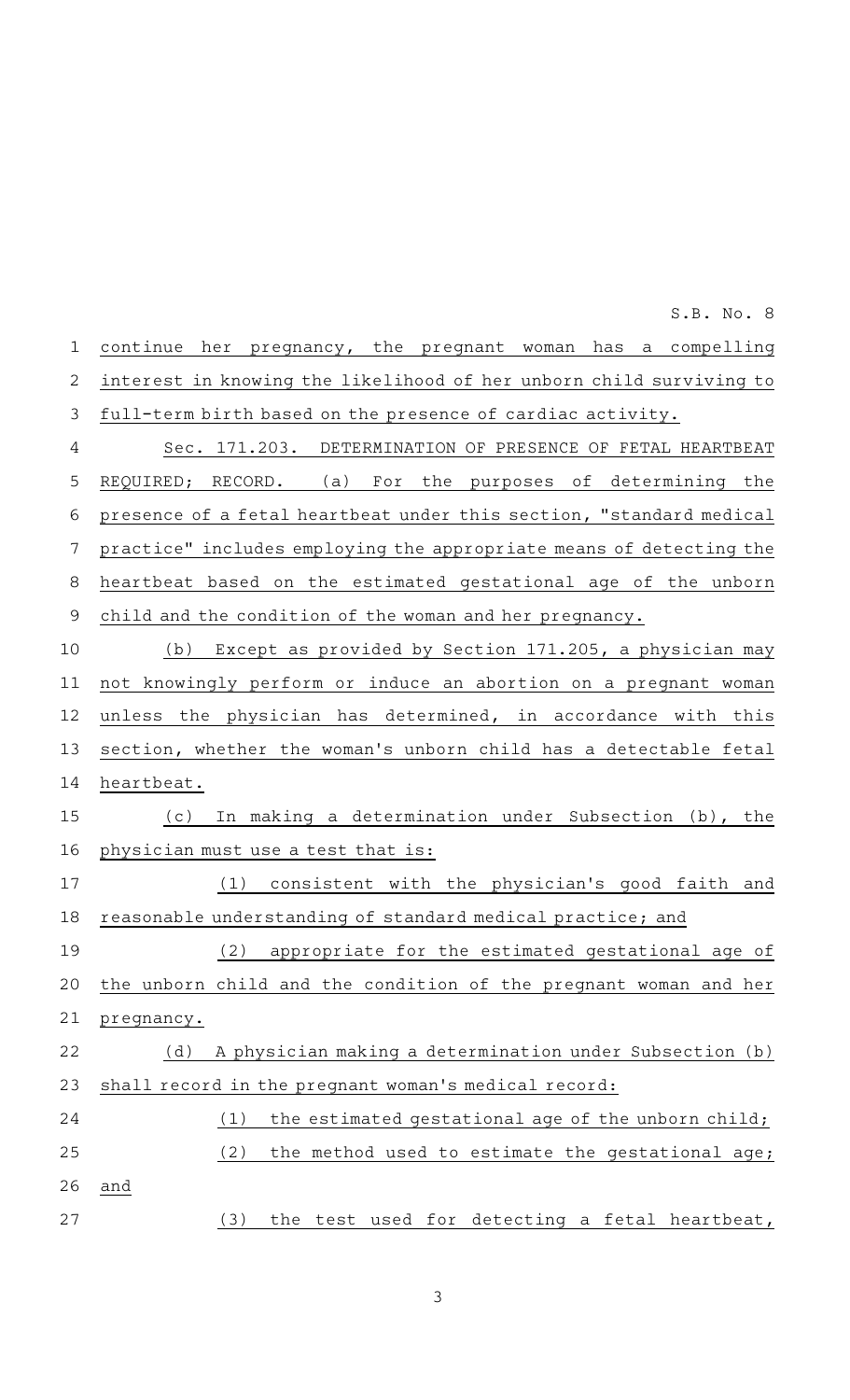continue her pregnancy, the pregnant woman has a compelling interest in knowing the likelihood of her unborn child surviving to full-term birth based on the presence of cardiac activity.

Sec. 171.203. DETERMINATION OF PRESENCE OF FETAL HEARTBEAT REQUIRED; RECORD. (a) For the purposes of determining the presence of a fetal heartbeat under this section, "standard medical practice" includes employing the appropriate means of detecting the heartbeat based on the estimated gestational age of the unborn child and the condition of the woman and her pregnancy.

(b) Except as provided by Section 171.205, a physician may not knowingly perform or induce an abortion on a pregnant woman unless the physician has determined, in accordance with this section, whether the woman's unborn child has a detectable fetal heartbeat.

(c) In making a determination under Subsection (b), the physician must use a test that is:

(1) consistent with the physician's good faith and reasonable understanding of standard medical practice; and

(2) appropriate for the estimated gestational age of the unborn child and the condition of the pregnant woman and her pregnancy.

(d) A physician making a determination under Subsection (b) shall record in the pregnant woman's medical record:

(1) the estimated gestational age of the unborn child;

(2) the method used to estimate the gestational age; and

(3) the test used for detecting a fetal heartbeat,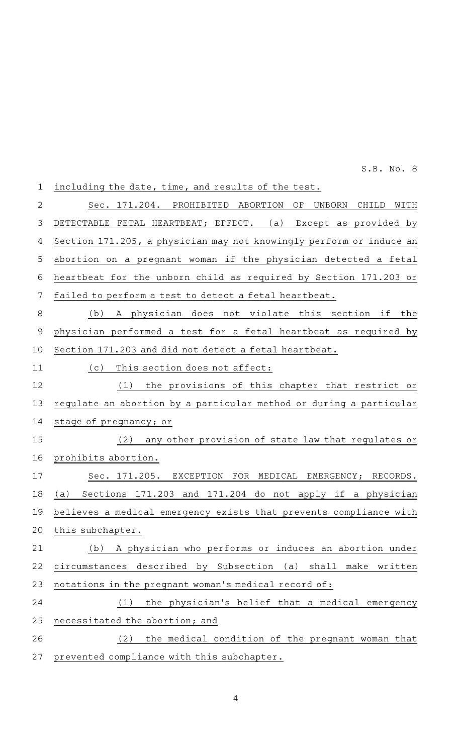including the date, time, and results of the test.

Sec. 171.204. PROHIBITED ABORTION OF UNBORN CHILD WITH DETECTABLE FETAL HEARTBEAT; EFFECT. (a) Except as provided by Section 171.205, a physician may not knowingly perform or induce an abortion on a pregnant woman if the physician detected a fetal heartbeat for the unborn child as required by Section 171.203 or failed to perform a test to detect a fetal heartbeat.

(b) A physician does not violate this section if the physician performed a test for a fetal heartbeat as required by Section 171.203 and did not detect a fetal heartbeat.

(c) This section does not affect:

(1) the provisions of this chapter that restrict or regulate an abortion by a particular method or during a particular stage of pregnancy; or

(2) any other provision of state law that regulates or prohibits abortion.

Sec. 171.205. EXCEPTION FOR MEDICAL EMERGENCY; RECORDS. (a) Sections 171.203 and 171.204 do not apply if a physician believes a medical emergency exists that prevents compliance with this subchapter.

(b) A physician who performs or induces an abortion under circumstances described by Subsection (a) shall make written notations in the pregnant woman's medical record of:

(1) the physician's belief that a medical emergency necessitated the abortion; and

(2) the medical condition of the pregnant woman that prevented compliance with this subchapter.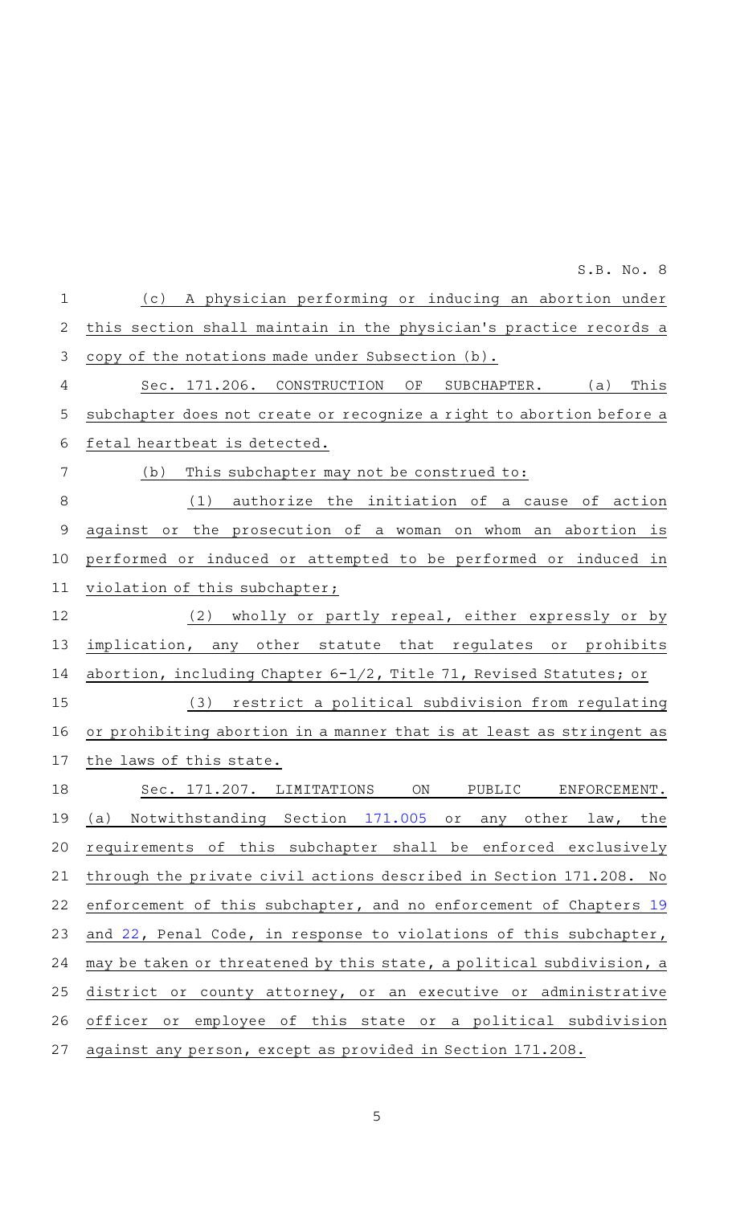(c) A physician performing or inducing an abortion under this section shall maintain in the physician's practice records a copy of the notations made under Subsection (b).

Sec. 171.206. CONSTRUCTION OF SUBCHAPTER. (a) This subchapter does not create or recognize a right to abortion before a fetal heartbeat is detected.

(b) This subchapter may not be construed to:

(1) authorize the initiation of a cause of action against or the prosecution of a woman on whom an abortion is performed or induced or attempted to be performed or induced in violation of this subchapter;

(2) wholly or partly repeal, either expressly or by implication, any other statute that regulates or prohibits abortion, including Chapter 6-1/2, Title 71, Revised Statutes; or

(3) restrict a political subdivision from regulating or prohibiting abortion in a manner that is at least as stringent as the laws of this state.

Sec. 171.207. LIMITATIONS ON PUBLIC ENFORCEMENT. (a) Notwithstanding Section 171.005 or any other law, the requirements of this subchapter shall be enforced exclusively through the private civil actions described in Section 171.208. No enforcement of this subchapter, and no enforcement of Chapters 19 and 22, Penal Code, in response to violations of this subchapter, may be taken or threatened by this state, a political subdivision, a district or county attorney, or an executive or administrative officer or employee of this state or a political subdivision against any person, except as provided in Section 171.208.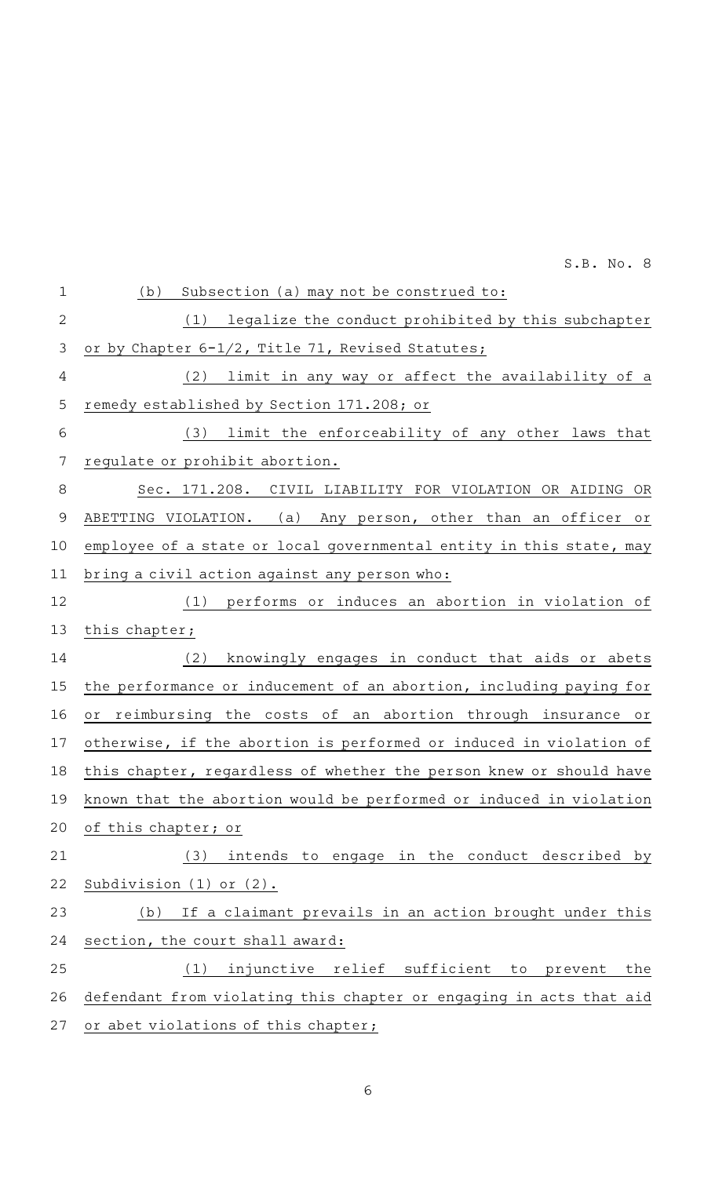(b) Subsection (a) may not be construed to:

(1) legalize the conduct prohibited by this subchapter or by Chapter 6-1/2, Title 71, Revised Statutes;

(2) limit in any way or affect the availability of a remedy established by Section 171.208; or

(3) limit the enforceability of any other laws that regulate or prohibit abortion.

Sec. 171.208. CIVIL LIABILITY FOR VIOLATION OR AIDING OR ABETTING VIOLATION. (a) Any person, other than an officer or employee of a state or local governmental entity in this state, may bring a civil action against any person who:

(1) performs or induces an abortion in violation of this chapter;

(2) knowingly engages in conduct that aids or abets the performance or inducement of an abortion, including paying for or reimbursing the costs of an abortion through insurance or otherwise, if the abortion is performed or induced in violation of this chapter, regardless of whether the person knew or should have known that the abortion would be performed or induced in violation of this chapter; or

(3) intends to engage in the conduct described by Subdivision (1) or (2).

(b) If a claimant prevails in an action brought under this section, the court shall award:

(1) injunctive relief sufficient to prevent the defendant from violating this chapter or engaging in acts that aid or abet violations of this chapter;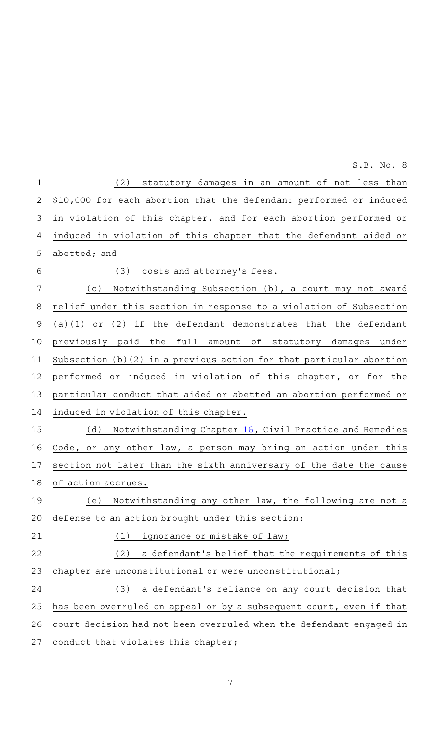(2) statutory damages in an amount of not less than $10,000 for each abortion that the defendant performed or induced in violation of this chapter, and for each abortion performed or induced in violation of this chapter that the defendant aided or abetted; and

(3) costs and attorney's fees.

(c) Notwithstanding Subsection (b), a court may not award relief under this section in response to a violation of Subsection (a)(1) or (2) if the defendant demonstrates that the defendant previously paid the full amount of statutory damages under Subsection (b)(2) in a previous action for that particular abortion performed or induced in violation of this chapter, or for the particular conduct that aided or abetted an abortion performed or induced in violation of this chapter.

(d) Notwithstanding Chapter 16, Civil Practice and Remedies Code, or any other law, a person may bring an action under this section not later than the sixth anniversary of the date the cause of action accrues.

(e) Notwithstanding any other law, the following are not a defense to an action brought under this section:

(1) ignorance or mistake of law;

(2) a defendant's belief that the requirements of this chapter are unconstitutional or were unconstitutional;

(3) a defendant's reliance on any court decision that has been overruled on appeal or by a subsequent court, even if that court decision had not been overruled when the defendant engaged in conduct that violates this chapter;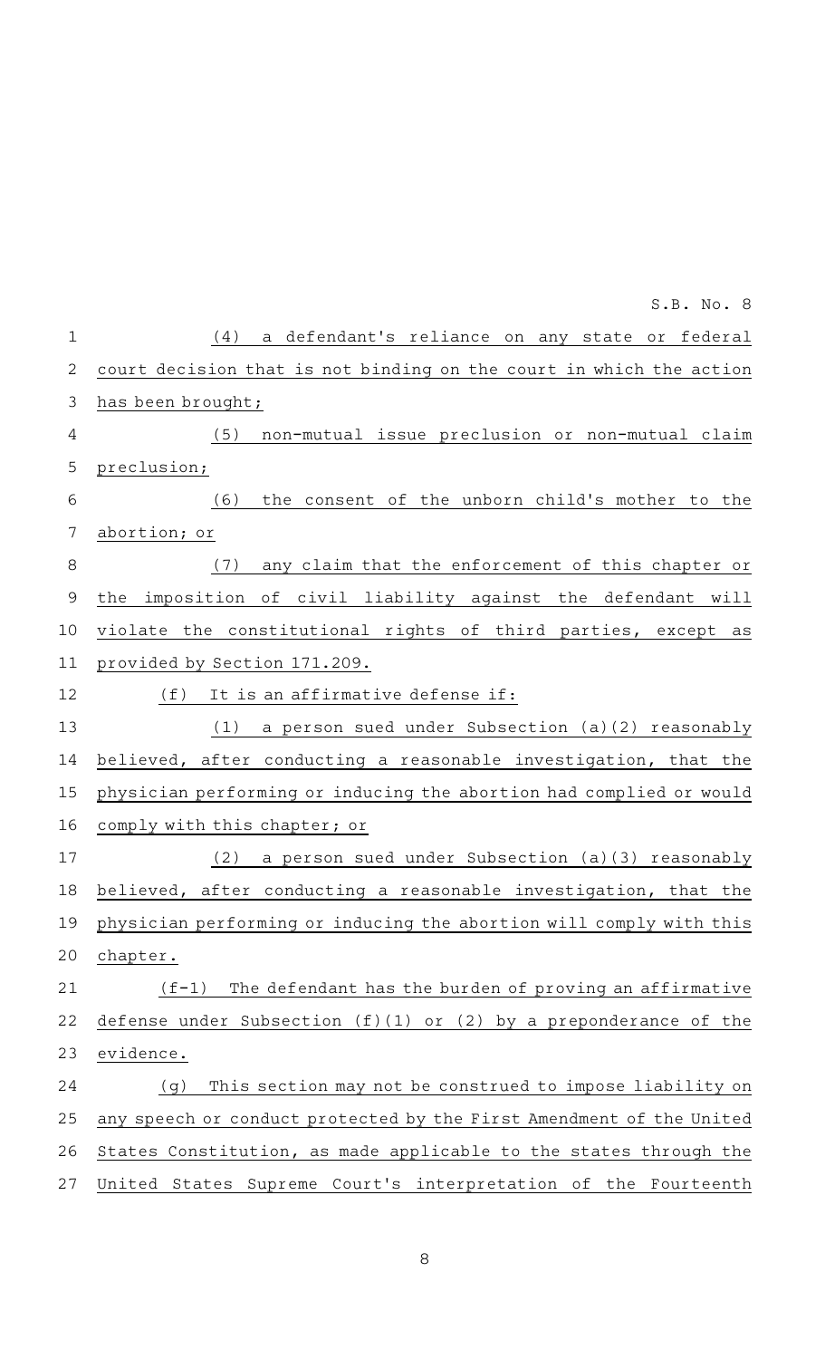(4) a defendant's reliance on any state or federal court decision that is not binding on the court in which the action has been brought;

(5) non-mutual issue preclusion or non-mutual claim preclusion;

(6) the consent of the unborn child's mother to the abortion; or

(7) any claim that the enforcement of this chapter or the imposition of civil liability against the defendant will violate the constitutional rights of third parties, except as provided by Section 171.209.

(f) It is an affirmative defense if:

(1) a person sued under Subsection (a)(2) reasonably believed, after conducting a reasonable investigation, that the physician performing or inducing the abortion had complied or would comply with this chapter; or

(2) a person sued under Subsection (a)(3) reasonably believed, after conducting a reasonable investigation, that the physician performing or inducing the abortion will comply with this chapter.

(f-1) The defendant has the burden of proving an affirmative defense under Subsection (f)(1) or (2) by a preponderance of the evidence.

(g) This section may not be construed to impose liability on any speech or conduct protected by the First Amendment of the United States Constitution, as made applicable to the states through the United States Supreme Court's interpretation of the Fourteenth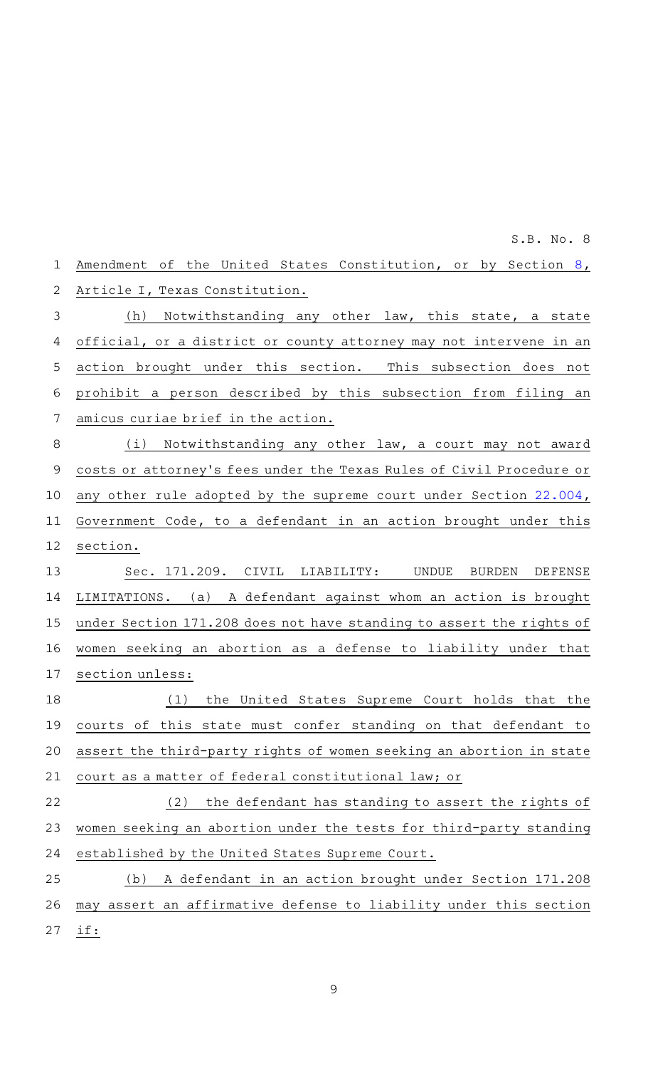Amendment of the United States Constitution, or by Section 8, Article I, Texas Constitution.

(h) Notwithstanding any other law, this state, a state official, or a district or county attorney may not intervene in an action brought under this section. This subsection does not prohibit a person described by this subsection from filing an amicus curiae brief in the action.

(i) Notwithstanding any other law, a court may not award costs or attorney's fees under the Texas Rules of Civil Procedure or any other rule adopted by the supreme court under Section 22.004, Government Code, to a defendant in an action brought under this section.

Sec. 171.209. CIVIL LIABILITY: UNDUE BURDEN DEFENSE LIMITATIONS. (a) A defendant against whom an action is brought under Section 171.208 does not have standing to assert the rights of women seeking an abortion as a defense to liability under that section unless:

(1) the United States Supreme Court holds that the courts of this state must confer standing on that defendant to assert the third-party rights of women seeking an abortion in state court as a matter of federal constitutional law; or

(2) the defendant has standing to assert the rights of women seeking an abortion under the tests for third-party standing established by the United States Supreme Court.

(b) A defendant in an action brought under Section 171.208 may assert an affirmative defense to liability under this section if: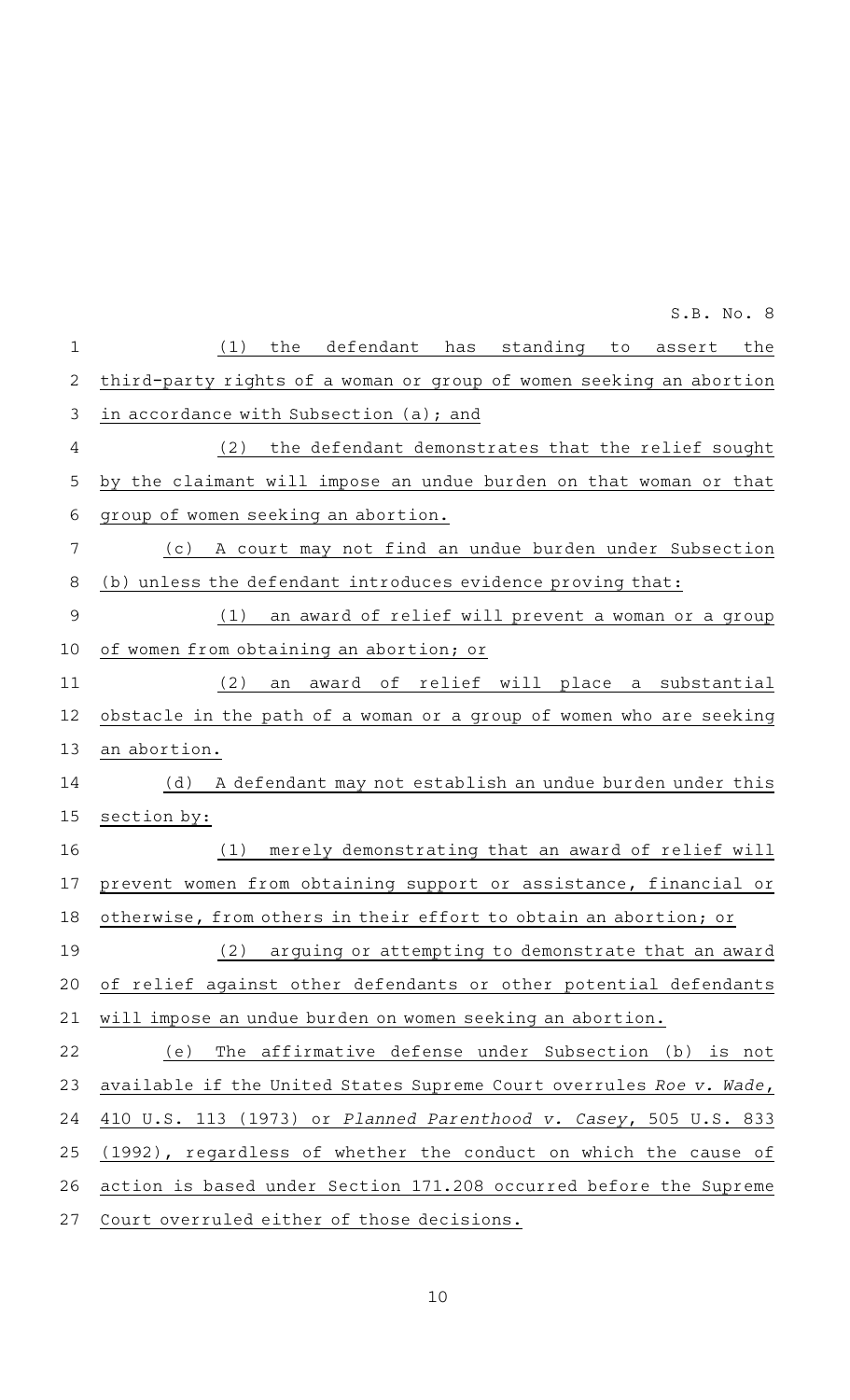(1) the defendant has standing to assert the third-party rights of a woman or group of women seeking an abortion in accordance with Subsection (a); and

(2) the defendant demonstrates that the relief sought by the claimant will impose an undue burden on that woman or that group of women seeking an abortion.

(c) A court may not find an undue burden under Subsection (b) unless the defendant introduces evidence proving that:

(1) an award of relief will prevent a woman or a group of women from obtaining an abortion; or

(2) an award of relief will place a substantial obstacle in the path of a woman or a group of women who are seeking an abortion.

(d) A defendant may not establish an undue burden under this section by:

(1) merely demonstrating that an award of relief will prevent women from obtaining support or assistance, financial or otherwise, from others in their effort to obtain an abortion; or

(2) arguing or attempting to demonstrate that an award of relief against other defendants or other potential defendants will impose an undue burden on women seeking an abortion.

(e) The affirmative defense under Subsection (b) is not available if the United States Supreme Court overrules *Roe v. Wade*, 410 U.S. 113 (1973) or *Planned Parenthood v. Casey*, 505 U.S. 833 (1992), regardless of whether the conduct on which the cause of action is based under Section 171.208 occurred before the Supreme Court overruled either of those decisions.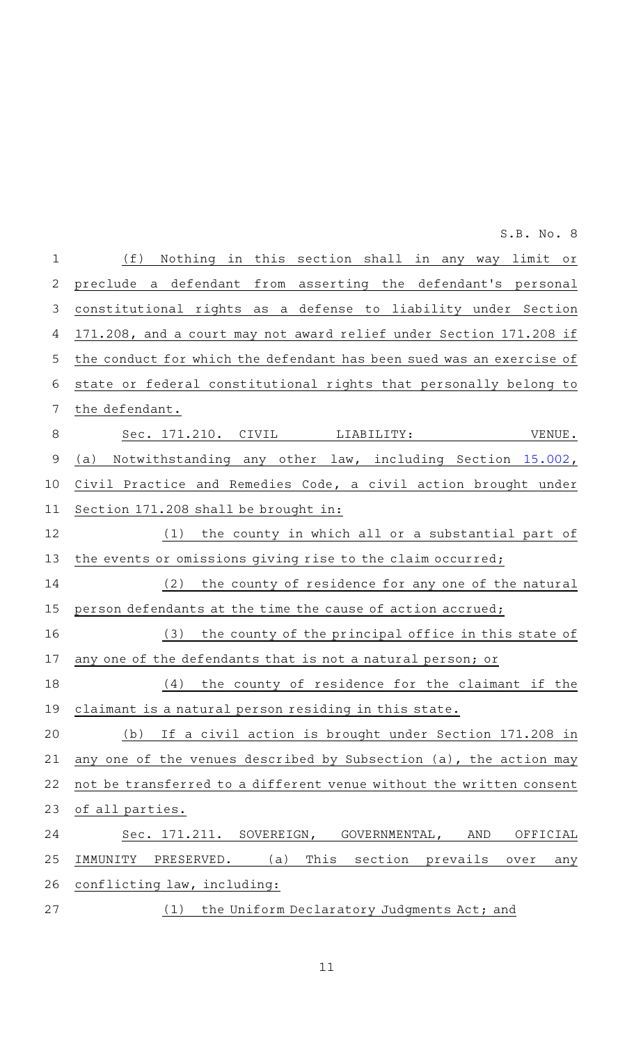(f) Nothing in this section shall in any way limit or preclude a defendant from asserting the defendant's personal constitutional rights as a defense to liability under Section 171.208, and a court may not award relief under Section 171.208 if the conduct for which the defendant has been sued was an exercise of state or federal constitutional rights that personally belong to the defendant.

Sec. 171.210. CIVIL LIABILITY: VENUE. (a) Notwithstanding any other law, including Section 15.002, Civil Practice and Remedies Code, a civil action brought under Section 171.208 shall be brought in:

(1) the county in which all or a substantial part of the events or omissions giving rise to the claim occurred;

(2) the county of residence for any one of the natural person defendants at the time the cause of action accrued;

(3) the county of the principal office in this state of any one of the defendants that is not a natural person; or

(4) the county of residence for the claimant if the claimant is a natural person residing in this state.

(b) If a civil action is brought under Section 171.208 in any one of the venues described by Subsection (a), the action may not be transferred to a different venue without the written consent of all parties.

Sec. 171.211. SOVEREIGN, GOVERNMENTAL, AND OFFICIAL IMMUNITY PRESERVED. (a) This section prevails over any conflicting law, including:

(1) the Uniform Declaratory Judgments Act; and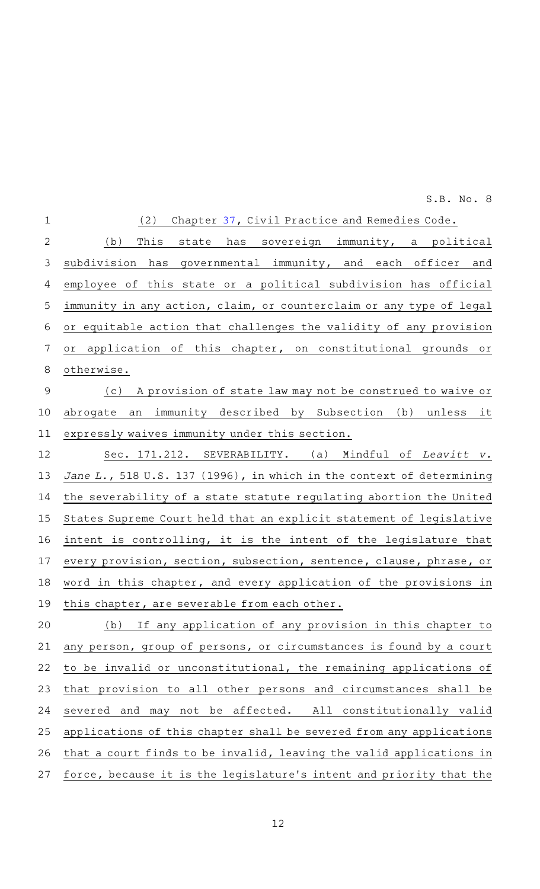(2) Chapter 37, Civil Practice and Remedies Code.

(b) This state has sovereign immunity, a political subdivision has governmental immunity, and each officer and employee of this state or a political subdivision has official immunity in any action, claim, or counterclaim or any type of legal or equitable action that challenges the validity of any provision or application of this chapter, on constitutional grounds or otherwise.

(c) A provision of state law may not be construed to waive or abrogate an immunity described by Subsection (b) unless it expressly waives immunity under this section.

Sec. 171.212. SEVERABILITY. (a) Mindful of *Leavitt v. Jane L.*, 518 U.S. 137 (1996), in which in the context of determining the severability of a state statute regulating abortion the United States Supreme Court held that an explicit statement of legislative intent is controlling, it is the intent of the legislature that every provision, section, subsection, sentence, clause, phrase, or word in this chapter, and every application of the provisions in this chapter, are severable from each other.

(b) If any application of any provision in this chapter to any person, group of persons, or circumstances is found by a court to be invalid or unconstitutional, the remaining applications of that provision to all other persons and circumstances shall be severed and may not be affected. All constitutionally valid applications of this chapter shall be severed from any applications that a court finds to be invalid, leaving the valid applications in force, because it is the legislature's intent and priority that the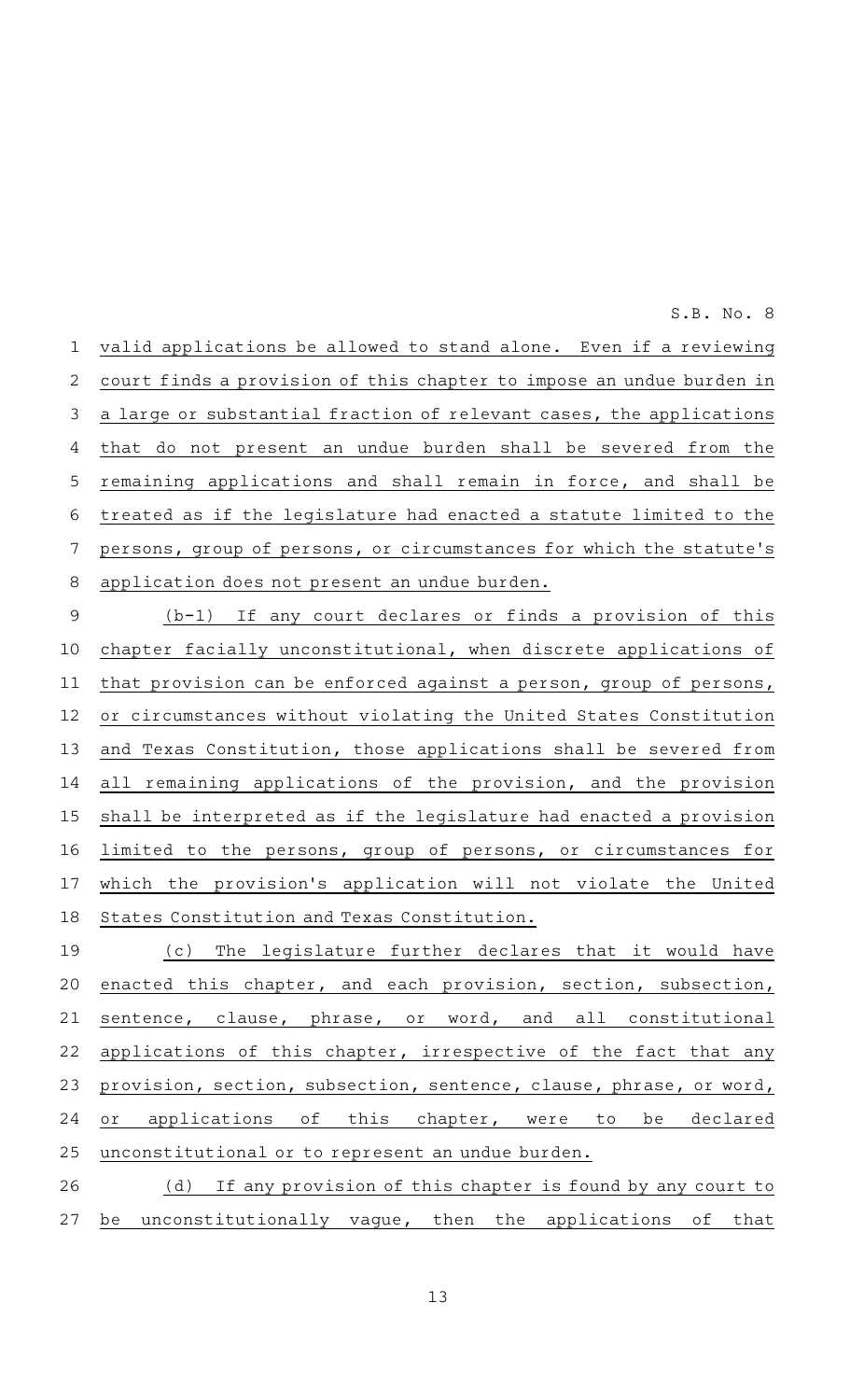valid applications be allowed to stand alone. Even if a reviewing court finds a provision of this chapter to impose an undue burden in a large or substantial fraction of relevant cases, the applications that do not present an undue burden shall be severed from the remaining applications and shall remain in force, and shall be treated as if the legislature had enacted a statute limited to the persons, group of persons, or circumstances for which the statute's application does not present an undue burden.

(b-1) If any court declares or finds a provision of this chapter facially unconstitutional, when discrete applications of that provision can be enforced against a person, group of persons, or circumstances without violating the United States Constitution and Texas Constitution, those applications shall be severed from all remaining applications of the provision, and the provision shall be interpreted as if the legislature had enacted a provision limited to the persons, group of persons, or circumstances for which the provision's application will not violate the United States Constitution and Texas Constitution.

(c) The legislature further declares that it would have enacted this chapter, and each provision, section, subsection, sentence, clause, phrase, or word, and all constitutional applications of this chapter, irrespective of the fact that any provision, section, subsection, sentence, clause, phrase, or word, or applications of this chapter, were to be declared unconstitutional or to represent an undue burden.

(d) If any provision of this chapter is found by any court to be unconstitutionally vague, then the applications of that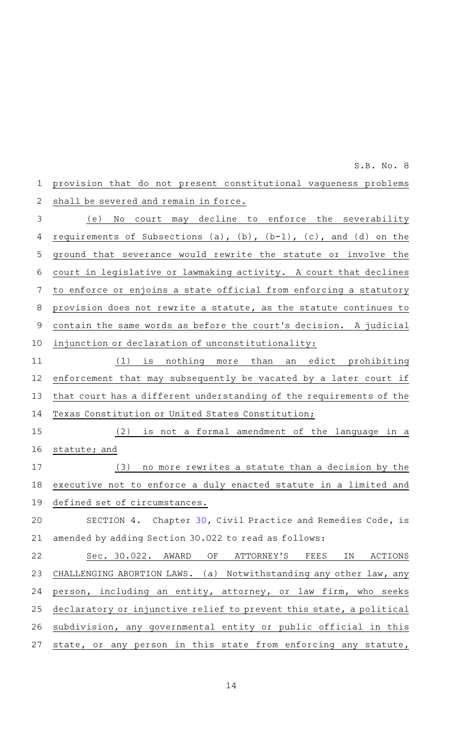provision that do not present constitutional vagueness problems shall be severed and remain in force.

(e) No court may decline to enforce the severability requirements of Subsections (a), (b), (b-1), (c), and (d) on the ground that severance would rewrite the statute or involve the court in legislative or lawmaking activity. A court that declines to enforce or enjoins a state official from enforcing a statutory provision does not rewrite a statute, as the statute continues to contain the same words as before the court's decision. A judicial injunction or declaration of unconstitutionality:

(1) is nothing more than an edict prohibiting enforcement that may subsequently be vacated by a later court if that court has a different understanding of the requirements of the Texas Constitution or United States Constitution;

(2) is not a formal amendment of the language in a statute; and

(3) no more rewrites a statute than a decision by the executive not to enforce a duly enacted statute in a limited and defined set of circumstances.

SECTION 4. Chapter 30, Civil Practice and Remedies Code, is amended by adding Section 30.022 to read as follows:

Sec. 30.022. AWARD OF ATTORNEY'S FEES IN ACTIONS CHALLENGING ABORTION LAWS. (a) Notwithstanding any other law, any person, including an entity, attorney, or law firm, who seeks declaratory or injunctive relief to prevent this state, a political subdivision, any governmental entity or public official in this state, or any person in this state from enforcing any statute,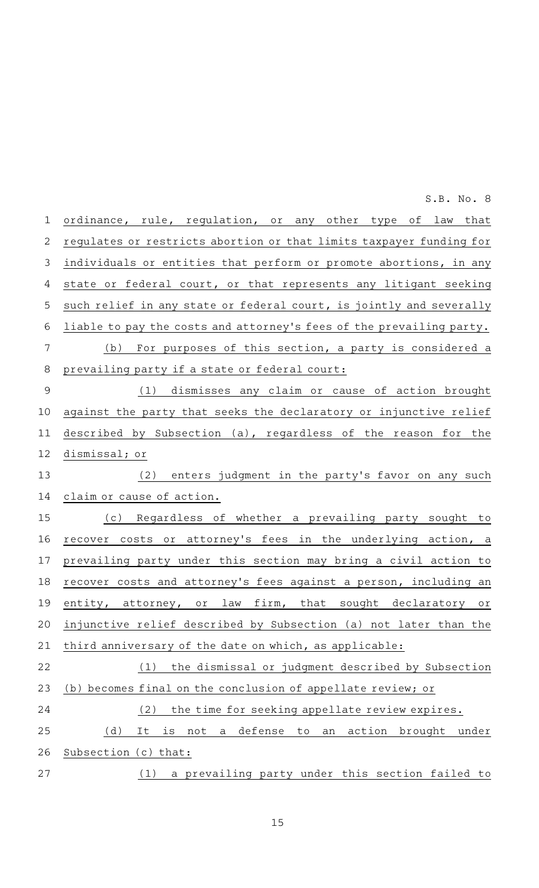ordinance, rule, regulation, or any other type of law that regulates or restricts abortion or that limits taxpayer funding for individuals or entities that perform or promote abortions, in any state or federal court, or that represents any litigant seeking such relief in any state or federal court, is jointly and severally liable to pay the costs and attorney's fees of the prevailing party.

(b) For purposes of this section, a party is considered a prevailing party if a state or federal court:

(1) dismisses any claim or cause of action brought against the party that seeks the declaratory or injunctive relief described by Subsection (a), regardless of the reason for the dismissal; or

(2) enters judgment in the party's favor on any such claim or cause of action.

(c) Regardless of whether a prevailing party sought to recover costs or attorney's fees in the underlying action, a prevailing party under this section may bring a civil action to recover costs and attorney's fees against a person, including an entity, attorney, or law firm, that sought declaratory or injunctive relief described by Subsection (a) not later than the third anniversary of the date on which, as applicable:

(1) the dismissal or judgment described by Subsection (b) becomes final on the conclusion of appellate review; or

(2) the time for seeking appellate review expires.

(d) It is not a defense to an action brought under Subsection (c) that:

(1) a prevailing party under this section failed to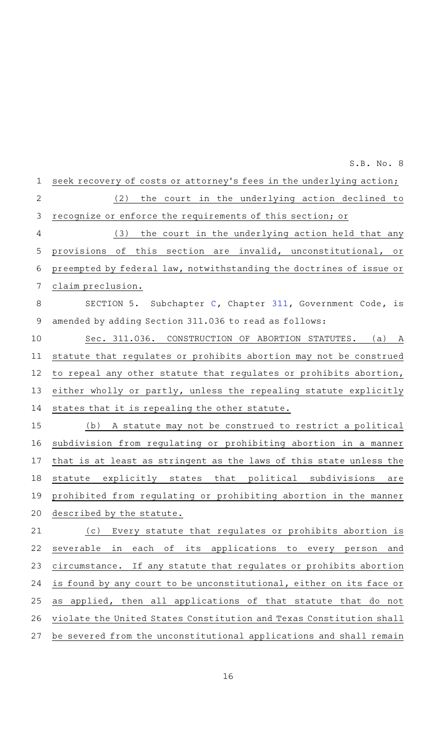seek recovery of costs or attorney's fees in the underlying action;

(2) the court in the underlying action declined to recognize or enforce the requirements of this section; or

(3) the court in the underlying action held that any provisions of this section are invalid, unconstitutional, or preempted by federal law, notwithstanding the doctrines of issue or claim preclusion.

SECTION 5. Subchapter C, Chapter 311, Government Code, is amended by adding Section 311.036 to read as follows:

Sec. 311.036. CONSTRUCTION OF ABORTION STATUTES. (a) A statute that regulates or prohibits abortion may not be construed to repeal any other statute that regulates or prohibits abortion, either wholly or partly, unless the repealing statute explicitly states that it is repealing the other statute.

(b) A statute may not be construed to restrict a political subdivision from regulating or prohibiting abortion in a manner that is at least as stringent as the laws of this state unless the statute explicitly states that political subdivisions are prohibited from regulating or prohibiting abortion in the manner described by the statute.

(c) Every statute that regulates or prohibits abortion is severable in each of its applications to every person and circumstance. If any statute that regulates or prohibits abortion is found by any court to be unconstitutional, either on its face or as applied, then all applications of that statute that do not violate the United States Constitution and Texas Constitution shall be severed from the unconstitutional applications and shall remain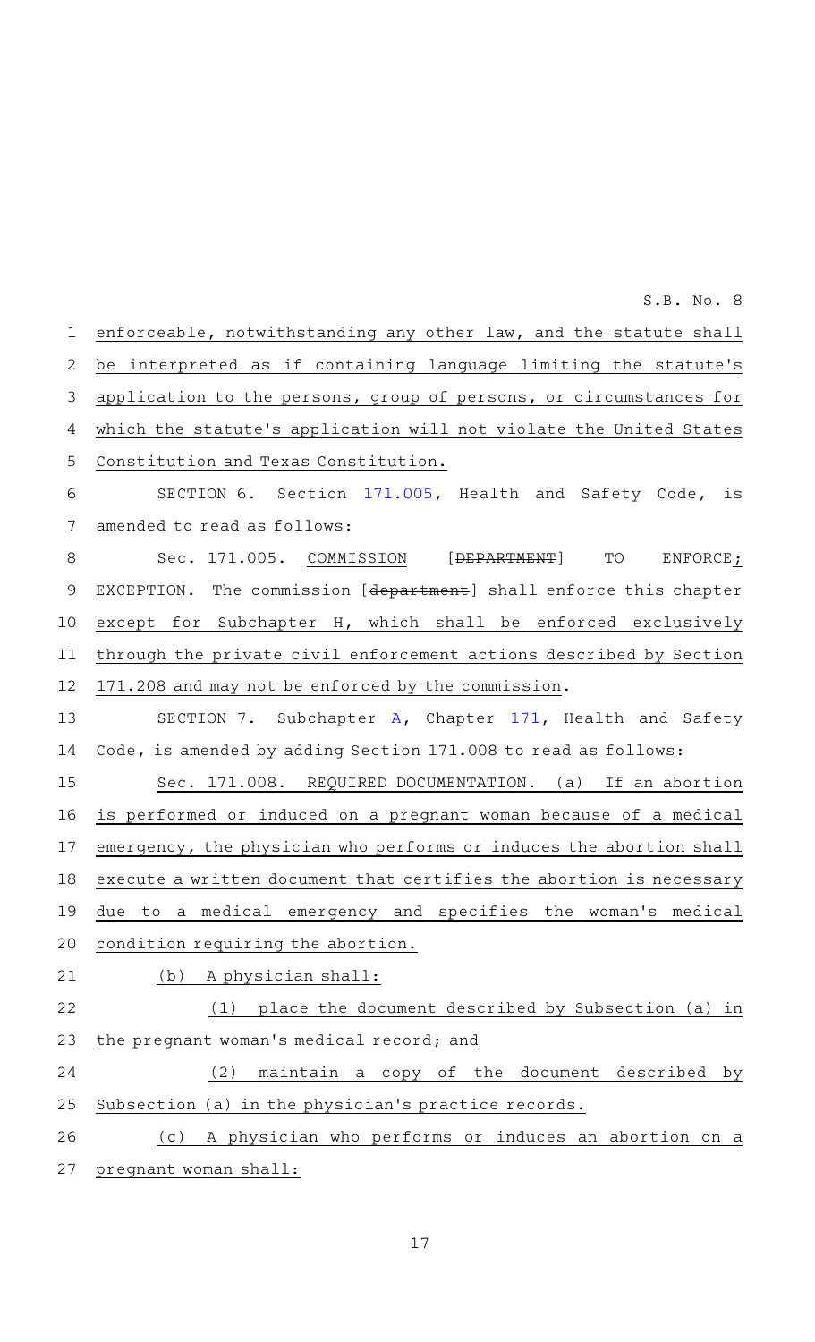enforceable, notwithstanding any other law, and the statute shall be interpreted as if containing language limiting the statute's application to the persons, group of persons, or circumstances for which the statute's application will not violate the United States Constitution and Texas Constitution.

SECTION 6. Section 171.005, Health and Safety Code, is amended to read as follows:

Sec. 171.005. COMMISSION [~~DEPARTMENT~~] TO ENFORCE; EXCEPTION. The commission [~~department~~] shall enforce this chapter except for Subchapter H, which shall be enforced exclusively through the private civil enforcement actions described by Section 171.208 and may not be enforced by the commission.

SECTION 7. Subchapter A, Chapter 171, Health and Safety Code, is amended by adding Section 171.008 to read as follows:

Sec. 171.008. REQUIRED DOCUMENTATION. (a) If an abortion is performed or induced on a pregnant woman because of a medical emergency, the physician who performs or induces the abortion shall execute a written document that certifies the abortion is necessary due to a medical emergency and specifies the woman's medical condition requiring the abortion.

(b) A physician shall:

(1) place the document described by Subsection (a) in the pregnant woman's medical record; and

(2) maintain a copy of the document described by Subsection (a) in the physician's practice records.

(c) A physician who performs or induces an abortion on a pregnant woman shall: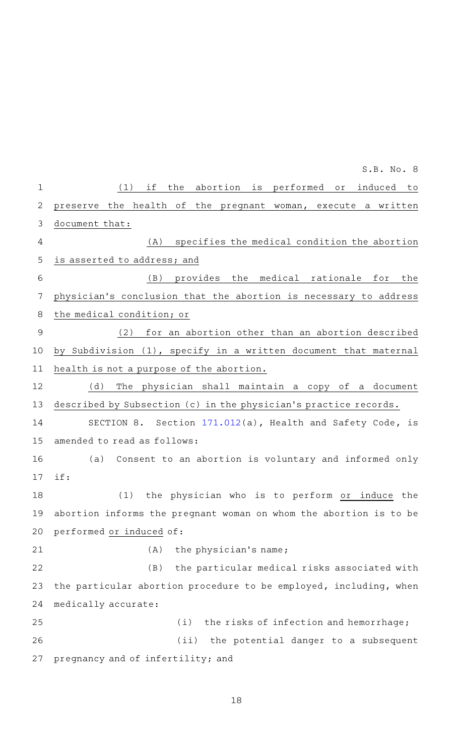(1) if the abortion is performed or induced to preserve the health of the pregnant woman, execute a written document that:

(A) specifies the medical condition the abortion is asserted to address; and

(B) provides the medical rationale for the physician's conclusion that the abortion is necessary to address the medical condition; or

(2) for an abortion other than an abortion described by Subdivision (1), specify in a written document that maternal health is not a purpose of the abortion.

(d) The physician shall maintain a copy of a document described by Subsection (c) in the physician's practice records.

SECTION 8. Section 171.012(a), Health and Safety Code, is amended to read as follows:

(a) Consent to an abortion is voluntary and informed only if:

(1) the physician who is to perform or induce the abortion informs the pregnant woman on whom the abortion is to be performed or induced of:

(A) the physician's name;

(B) the particular medical risks associated with the particular abortion procedure to be employed, including, when medically accurate:

(i) the risks of infection and hemorrhage;

(ii) the potential danger to a subsequent pregnancy and of infertility; and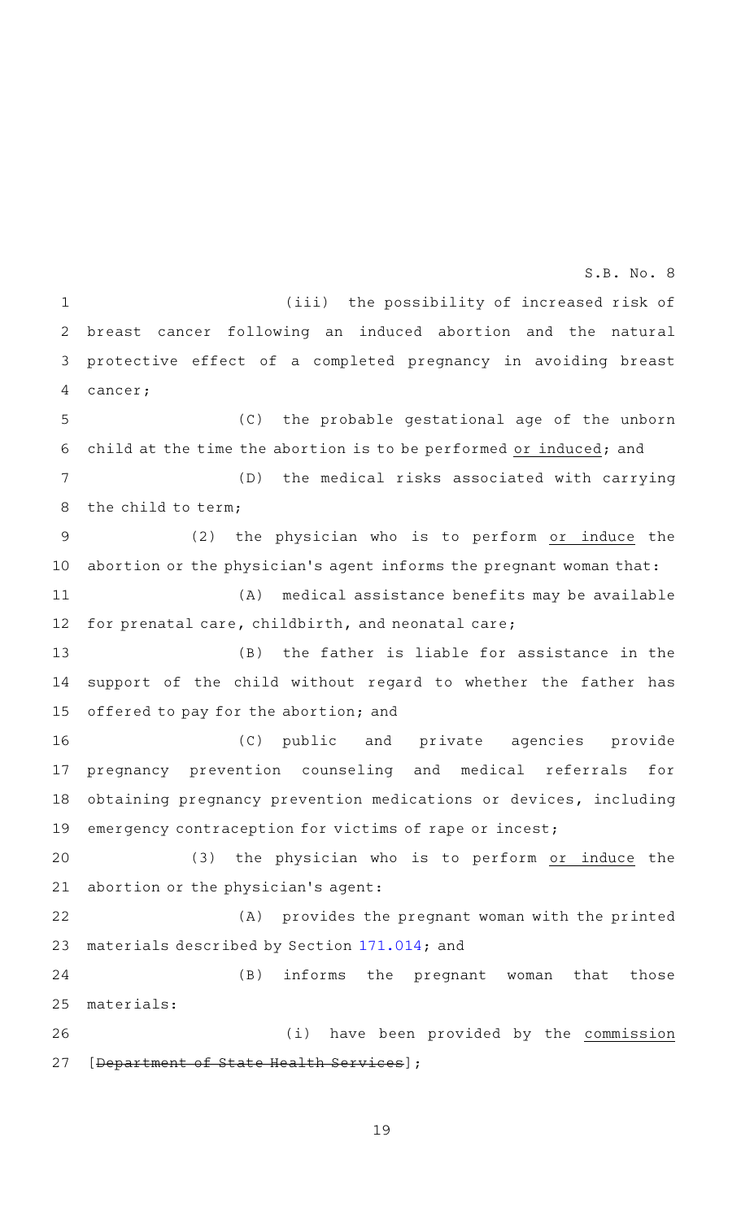(iii) the possibility of increased risk of breast cancer following an induced abortion and the natural protective effect of a completed pregnancy in avoiding breast cancer;

(C) the probable gestational age of the unborn child at the time the abortion is to be performed or induced; and

(D) the medical risks associated with carrying the child to term;

(2) the physician who is to perform or induce the abortion or the physician's agent informs the pregnant woman that:

(A) medical assistance benefits may be available for prenatal care, childbirth, and neonatal care;

(B) the father is liable for assistance in the support of the child without regard to whether the father has offered to pay for the abortion; and

(C) public and private agencies provide pregnancy prevention counseling and medical referrals for obtaining pregnancy prevention medications or devices, including emergency contraception for victims of rape or incest;

(3) the physician who is to perform or induce the abortion or the physician's agent:

(A) provides the pregnant woman with the printed materials described by Section 171.014; and

(B) informs the pregnant woman that those materials:

(i) have been provided by the commission [~~Department of State Health Services~~];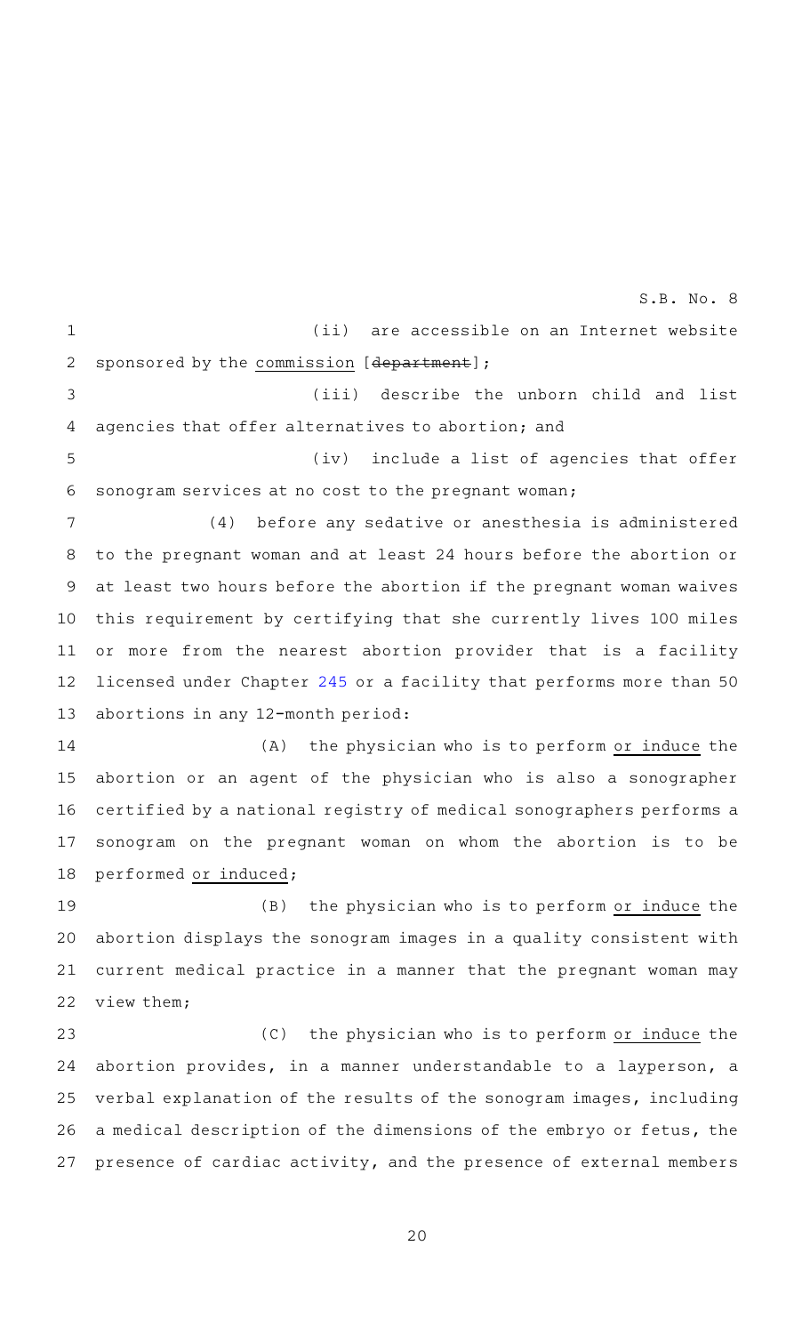(ii) are accessible on an Internet website sponsored by the commission [~~department~~];

(iii) describe the unborn child and list agencies that offer alternatives to abortion; and

(iv) include a list of agencies that offer sonogram services at no cost to the pregnant woman;

(4) before any sedative or anesthesia is administered to the pregnant woman and at least 24 hours before the abortion or at least two hours before the abortion if the pregnant woman waives this requirement by certifying that she currently lives 100 miles or more from the nearest abortion provider that is a facility licensed under Chapter 245 or a facility that performs more than 50 abortions in any 12-month period:

(A) the physician who is to perform or induce the abortion or an agent of the physician who is also a sonographer certified by a national registry of medical sonographers performs a sonogram on the pregnant woman on whom the abortion is to be performed or induced;

(B) the physician who is to perform or induce the abortion displays the sonogram images in a quality consistent with current medical practice in a manner that the pregnant woman may view them;

(C) the physician who is to perform or induce the abortion provides, in a manner understandable to a layperson, a verbal explanation of the results of the sonogram images, including a medical description of the dimensions of the embryo or fetus, the presence of cardiac activity, and the presence of external members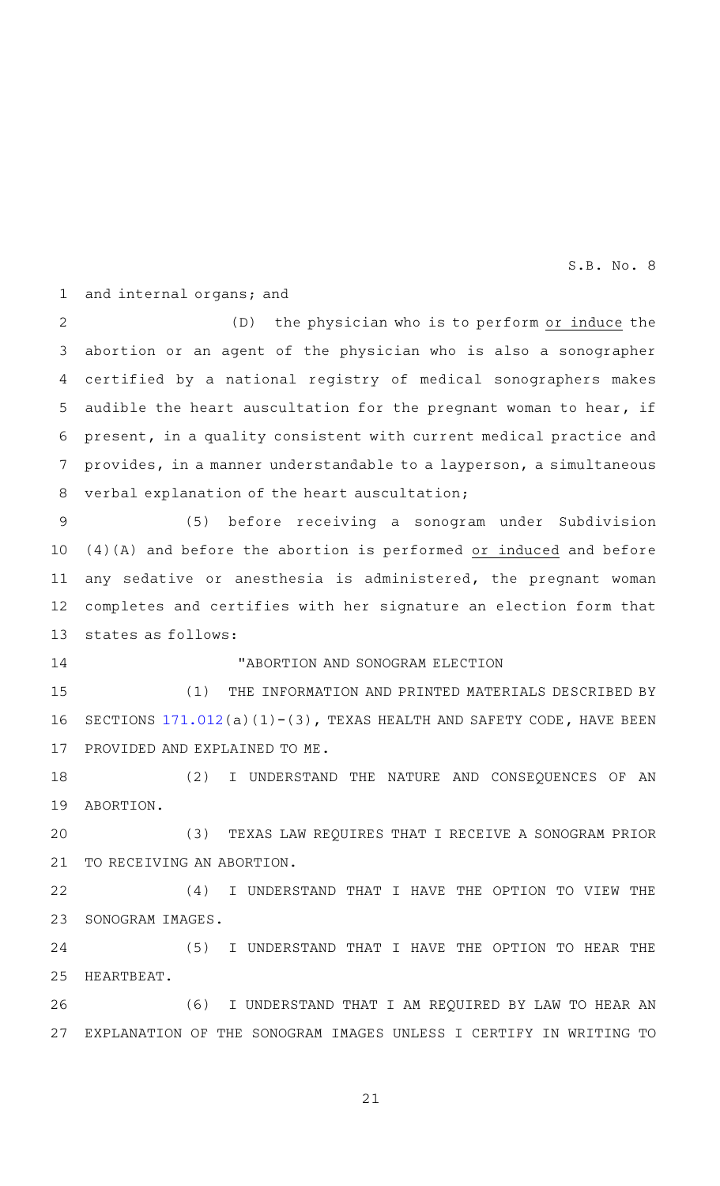and internal organs; and

(D) the physician who is to perform or induce the abortion or an agent of the physician who is also a sonographer certified by a national registry of medical sonographers makes audible the heart auscultation for the pregnant woman to hear, if present, in a quality consistent with current medical practice and provides, in a manner understandable to a layperson, a simultaneous verbal explanation of the heart auscultation;

(5) before receiving a sonogram under Subdivision (4)(A) and before the abortion is performed or induced and before any sedative or anesthesia is administered, the pregnant woman completes and certifies with her signature an election form that states as follows:

"ABORTION AND SONOGRAM ELECTION

(1) THE INFORMATION AND PRINTED MATERIALS DESCRIBED BY SECTIONS 171.012(a)(1)-(3), TEXAS HEALTH AND SAFETY CODE, HAVE BEEN PROVIDED AND EXPLAINED TO ME.

(2) I UNDERSTAND THE NATURE AND CONSEQUENCES OF AN ABORTION.

(3) TEXAS LAW REQUIRES THAT I RECEIVE A SONOGRAM PRIOR TO RECEIVING AN ABORTION.

(4) I UNDERSTAND THAT I HAVE THE OPTION TO VIEW THE SONOGRAM IMAGES.

(5) I UNDERSTAND THAT I HAVE THE OPTION TO HEAR THE HEARTBEAT.

(6) I UNDERSTAND THAT I AM REQUIRED BY LAW TO HEAR AN EXPLANATION OF THE SONOGRAM IMAGES UNLESS I CERTIFY IN WRITING TO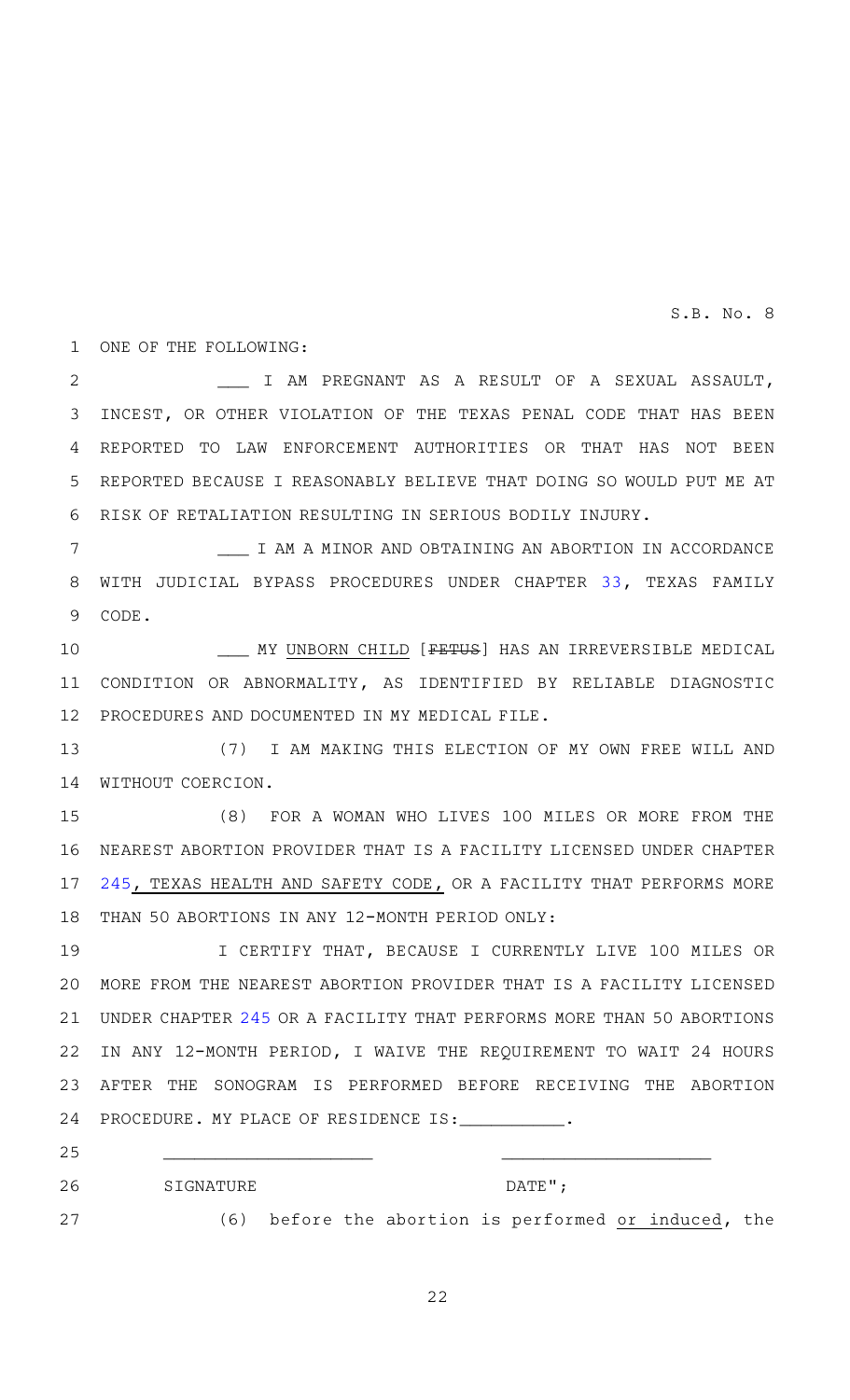ONE OF THE FOLLOWING:

___ I AM PREGNANT AS A RESULT OF A SEXUAL ASSAULT, INCEST, OR OTHER VIOLATION OF THE TEXAS PENAL CODE THAT HAS BEEN REPORTED TO LAW ENFORCEMENT AUTHORITIES OR THAT HAS NOT BEEN REPORTED BECAUSE I REASONABLY BELIEVE THAT DOING SO WOULD PUT ME AT RISK OF RETALIATION RESULTING IN SERIOUS BODILY INJURY.

___ I AM A MINOR AND OBTAINING AN ABORTION IN ACCORDANCE WITH JUDICIAL BYPASS PROCEDURES UNDER CHAPTER 33, TEXAS FAMILY CODE.

___ MY UNBORN CHILD [FETUS] HAS AN IRREVERSIBLE MEDICAL CONDITION OR ABNORMALITY, AS IDENTIFIED BY RELIABLE DIAGNOSTIC PROCEDURES AND DOCUMENTED IN MY MEDICAL FILE.

(7) I AM MAKING THIS ELECTION OF MY OWN FREE WILL AND WITHOUT COERCION.

(8) FOR A WOMAN WHO LIVES 100 MILES OR MORE FROM THE NEAREST ABORTION PROVIDER THAT IS A FACILITY LICENSED UNDER CHAPTER 245, TEXAS HEALTH AND SAFETY CODE, OR A FACILITY THAT PERFORMS MORE THAN 50 ABORTIONS IN ANY 12-MONTH PERIOD ONLY:

I CERTIFY THAT, BECAUSE I CURRENTLY LIVE 100 MILES OR MORE FROM THE NEAREST ABORTION PROVIDER THAT IS A FACILITY LICENSED UNDER CHAPTER 245 OR A FACILITY THAT PERFORMS MORE THAN 50 ABORTIONS IN ANY 12-MONTH PERIOD, I WAIVE THE REQUIREMENT TO WAIT 24 HOURS AFTER THE SONOGRAM IS PERFORMED BEFORE RECEIVING THE ABORTION PROCEDURE. MY PLACE OF RESIDENCE IS:__________.

____________________ ____________________

SIGNATURE DATE";

(6) before the abortion is performed or induced, the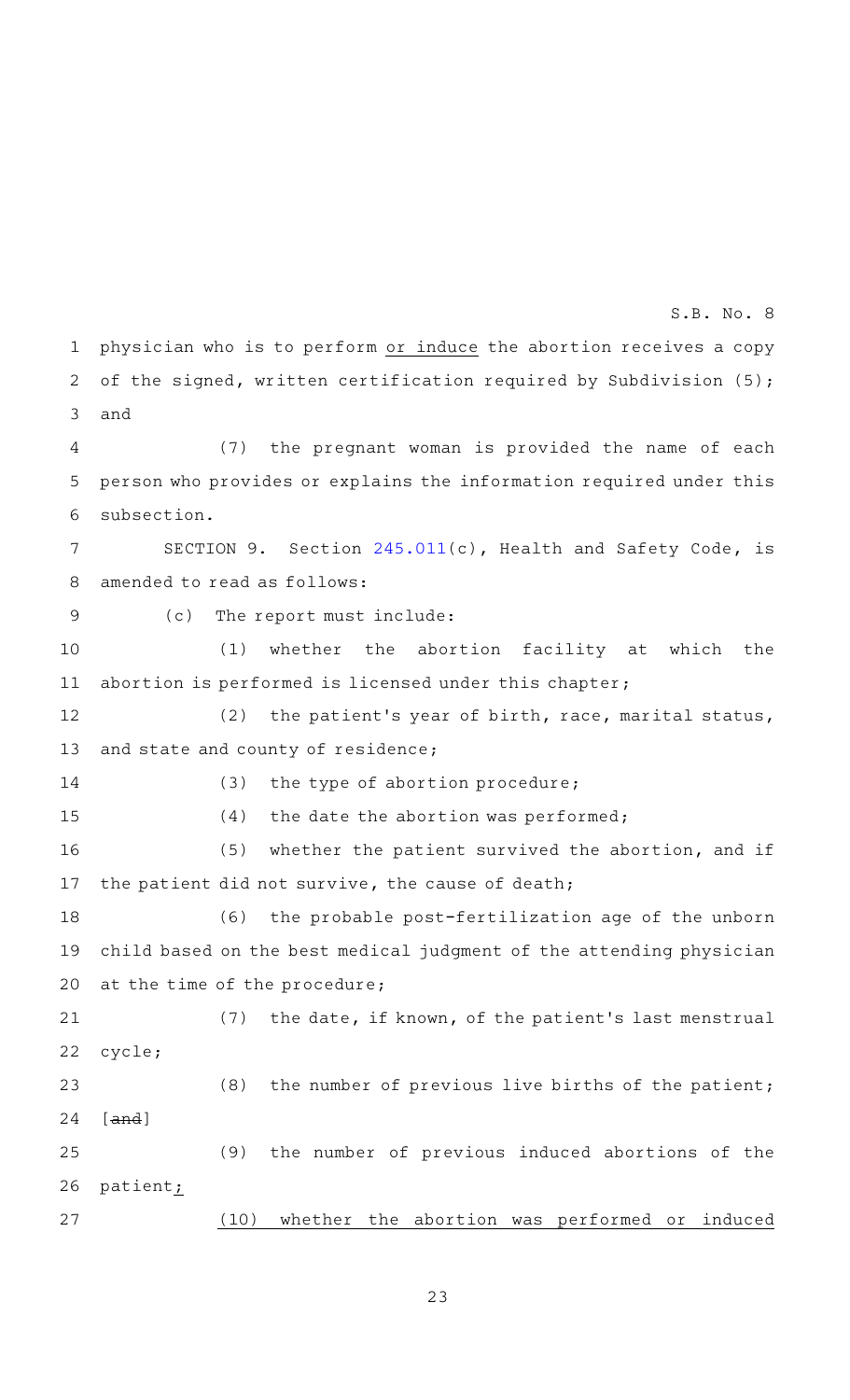physician who is to perform or induce the abortion receives a copy of the signed, written certification required by Subdivision (5); and

(7) the pregnant woman is provided the name of each person who provides or explains the information required under this subsection.

SECTION 9. Section 245.011(c), Health and Safety Code, is amended to read as follows:

(c) The report must include:

(1) whether the abortion facility at which the abortion is performed is licensed under this chapter;

(2) the patient's year of birth, race, marital status, and state and county of residence;

(3) the type of abortion procedure;

(4) the date the abortion was performed;

(5) whether the patient survived the abortion, and if the patient did not survive, the cause of death;

(6) the probable post-fertilization age of the unborn child based on the best medical judgment of the attending physician at the time of the procedure;

(7) the date, if known, of the patient's last menstrual cycle;

(8) the number of previous live births of the patient; [~~and~~]

(9) the number of previous induced abortions of the patient;

(10) whether the abortion was performed or induced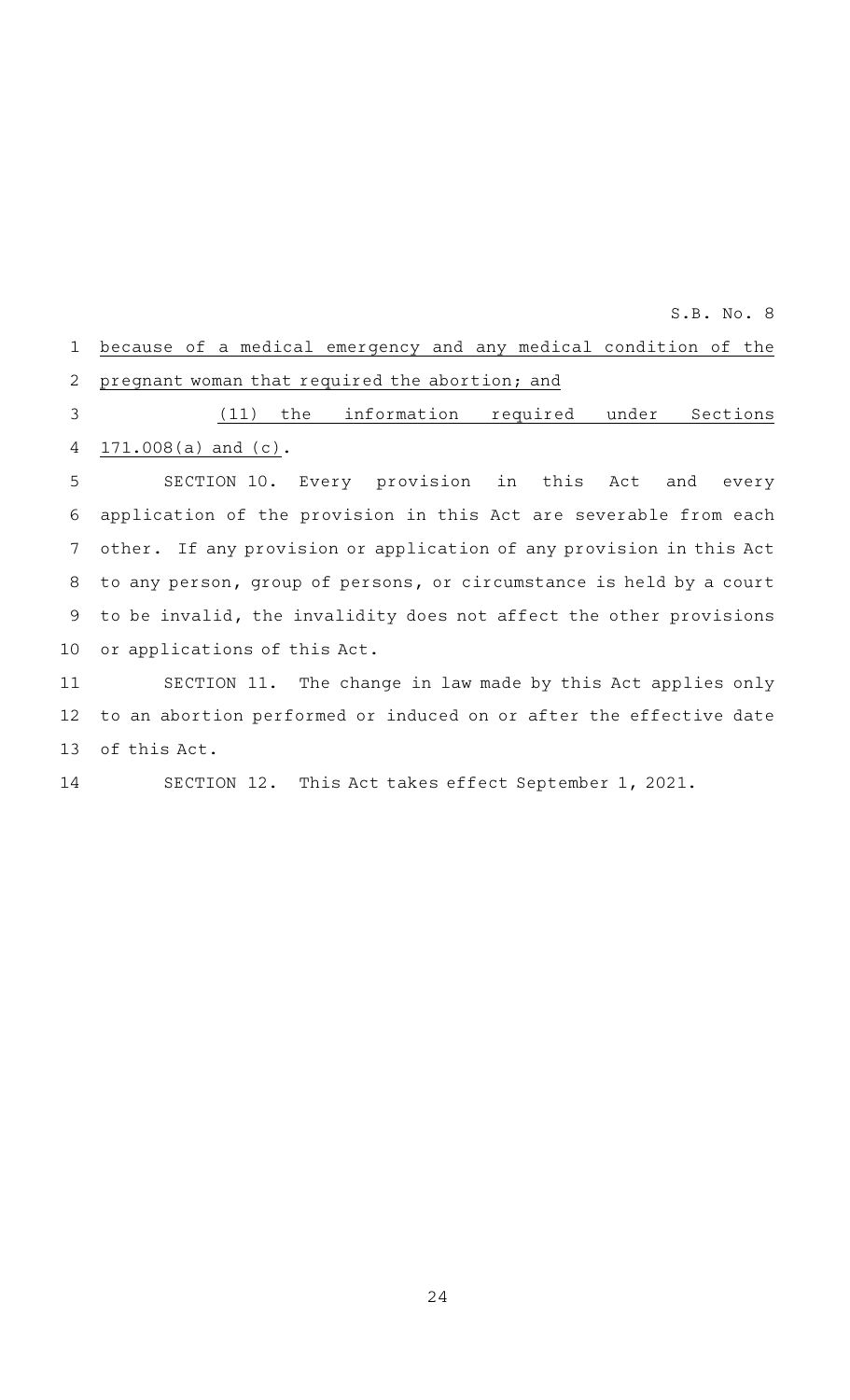because of a medical emergency and any medical condition of the pregnant woman that required the abortion; and

(11) the information required under Sections 171.008(a) and (c).

SECTION 10. Every provision in this Act and every application of the provision in this Act are severable from each other. If any provision or application of any provision in this Act to any person, group of persons, or circumstance is held by a court to be invalid, the invalidity does not affect the other provisions or applications of this Act.

SECTION 11. The change in law made by this Act applies only to an abortion performed or induced on or after the effective date of this Act.

SECTION 12. This Act takes effect September 1, 2021.